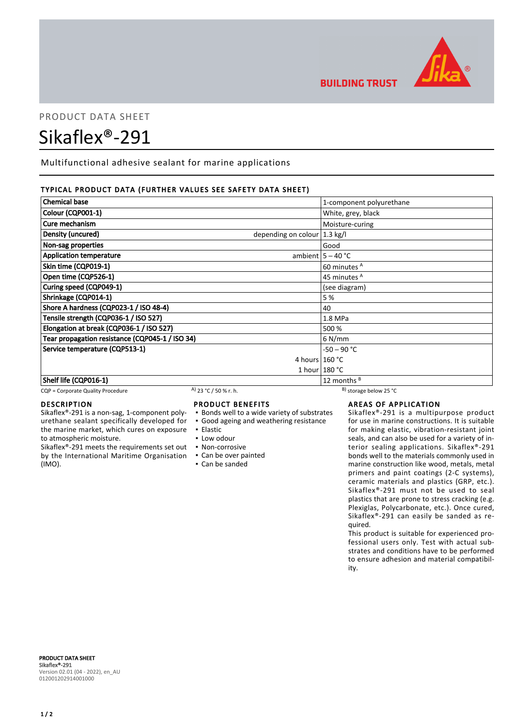PRODUCT DATA SHEET

# Sikaflex®-291

Multifunctional adhesive sealant for marine applications

## TYPICAL PRODUCT DATA (FURTHER VALUES SEE SAFETY DATA SHEET)

| Property | | Value |
|---|---|---|
| **Chemical base** | | 1-component polyurethane |
| **Colour (CQP001-1)** | | White, grey, black |
| **Cure mechanism** | | Moisture-curing |
| **Density (uncured)** | depending on colour | 1.3 kg/l |
| **Non-sag properties** | | Good |
| **Application temperature** | ambient | 5 – 40 °C |
| **Skin time (CQP019-1)** | | 60 minutes [A] |
| **Open time (CQP526-1)** | | 45 minutes [A] |
| **Curing speed (CQP049-1)** | | (see diagram) |
| **Shrinkage (CQP014-1)** | | 5 % |
| **Shore A hardness (CQP023-1 / ISO 48-4)** | | 40 |
| **Tensile strength (CQP036-1 / ISO 527)** | | 1.8 MPa |
| **Elongation at break (CQP036-1 / ISO 527)** | | 500 % |
| **Tear propagation resistance (CQP045-1 / ISO 34)** | | 6 N/mm |
| **Service temperature (CQP513-1)** | | -50 – 90 °C |
| | 4 hours | 160 °C |
| | 1 hour | 180 °C |
| **Shelf life (CQP016-1)** | | 12 months [B] |

CQP = Corporate Quality Procedure    A) 23 °C / 50 % r. h.    B) storage below 25 °C

## DESCRIPTION

Sikaflex®-291 is a non-sag, 1-component polyurethane sealant specifically developed for the marine market, which cures on exposure to atmospheric moisture.
Sikaflex®-291 meets the requirements set out by the International Maritime Organisation (IMO).

## PRODUCT BENEFITS

- Bonds well to a wide variety of substrates
- Good ageing and weathering resistance
- Elastic
- Low odour
- Non-corrosive
- Can be over painted
- Can be sanded

## AREAS OF APPLICATION

Sikaflex®-291 is a multipurpose product for use in marine constructions. It is suitable for making elastic, vibration-resistant joint seals, and can also be used for a variety of interior sealing applications. Sikaflex®-291 bonds well to the materials commonly used in marine construction like wood, metals, metal primers and paint coatings (2-C systems), ceramic materials and plastics (GRP, etc.). Sikaflex®-291 must not be used to seal plastics that are prone to stress cracking (e.g. Plexiglas, Polycarbonate, etc.). Once cured, Sikaflex®-291 can easily be sanded as required.
This product is suitable for experienced professional users only. Test with actual substrates and conditions have to be performed to ensure adhesion and material compatibility.

**PRODUCT DATA SHEET**
**Sikaflex®-291**
Version 02.01 (04 - 2022), en_AU
012001202914001000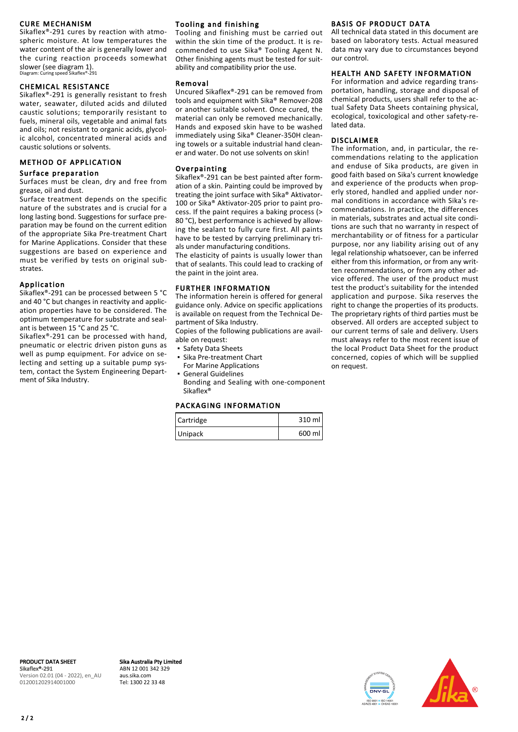## CURE MECHANISM

Sikaflex®-291 cures by reaction with atmospheric moisture. At low temperatures the water content of the air is generally lower and the curing reaction proceeds somewhat slower (see diagram 1).

Diagram: Curing speed Sikaflex®-291

## CHEMICAL RESISTANCE

Sikaflex®-291 is generally resistant to fresh water, seawater, diluted acids and diluted caustic solutions; temporarily resistant to fuels, mineral oils, vegetable and animal fats and oils; not resistant to organic acids, glycolic alcohol, concentrated mineral acids and caustic solutions or solvents.

## METHOD OF APPLICATION

### Surface preparation

Surfaces must be clean, dry and free from grease, oil and dust.

Surface treatment depends on the specific nature of the substrates and is crucial for a long lasting bond. Suggestions for surface preparation may be found on the current edition of the appropriate Sika Pre-treatment Chart for Marine Applications. Consider that these suggestions are based on experience and must be verified by tests on original substrates.

### Application

Sikaflex®-291 can be processed between 5 °C and 40 °C but changes in reactivity and application properties have to be considered. The optimum temperature for substrate and sealant is between 15 °C and 25 °C.

Sikaflex®-291 can be processed with hand, pneumatic or electric driven piston guns as well as pump equipment. For advice on selecting and setting up a suitable pump system, contact the System Engineering Department of Sika Industry.

### Tooling and finishing

Tooling and finishing must be carried out within the skin time of the product. It is recommended to use Sika® Tooling Agent N. Other finishing agents must be tested for suitability and compatibility prior the use.

### Removal

Uncured Sikaflex®-291 can be removed from tools and equipment with Sika® Remover-208 or another suitable solvent. Once cured, the material can only be removed mechanically. Hands and exposed skin have to be washed immediately using Sika® Cleaner-350H cleaning towels or a suitable industrial hand cleaner and water. Do not use solvents on skin!

### Overpainting

Sikaflex®-291 can be best painted after formation of a skin. Painting could be improved by treating the joint surface with Sika® Aktivator-100 or Sika® Aktivator-205 prior to paint process. If the paint requires a baking process (> 80 °C), best performance is achieved by allowing the sealant to fully cure first. All paints have to be tested by carrying preliminary trials under manufacturing conditions.

The elasticity of paints is usually lower than that of sealants. This could lead to cracking of the paint in the joint area.

## FURTHER INFORMATION

The information herein is offered for general guidance only. Advice on specific applications is available on request from the Technical Department of Sika Industry.

Copies of the following publications are available on request:

- Safety Data Sheets
- Sika Pre-treatment Chart For Marine Applications
- General Guidelines Bonding and Sealing with one-component Sikaflex®

## PACKAGING INFORMATION

| | |
|---|---|
| Cartridge | 310 ml |
| Unipack | 600 ml |

## BASIS OF PRODUCT DATA

All technical data stated in this document are based on laboratory tests. Actual measured data may vary due to circumstances beyond our control.

## HEALTH AND SAFETY INFORMATION

For information and advice regarding transportation, handling, storage and disposal of chemical products, users shall refer to the actual Safety Data Sheets containing physical, ecological, toxicological and other safety-related data.

## DISCLAIMER

The information, and, in particular, the recommendations relating to the application and enduse of Sika products, are given in good faith based on Sika's current knowledge and experience of the products when properly stored, handled and applied under normal conditions in accordance with Sika's recommendations. In practice, the differences in materials, substrates and actual site conditions are such that no warranty in respect of merchantability or of fitness for a particular purpose, nor any liability arising out of any legal relationship whatsoever, can be inferred either from this information, or from any written recommendations, or from any other advice offered. The user of the product must test the product's suitability for the intended application and purpose. Sika reserves the right to change the properties of its products. The proprietary rights of third parties must be observed. All orders are accepted subject to our current terms of sale and delivery. Users must always refer to the most recent issue of the local Product Data Sheet for the product concerned, copies of which will be supplied on request.

**PRODUCT DATA SHEET**
**Sikaflex®-291**
Version 02.01 (04 - 2022), en_AU
012001202914001000

**Sika Australia Pty Limited**
ABN 12 001 342 329
aus.sika.com
Tel: 1300 22 33 48